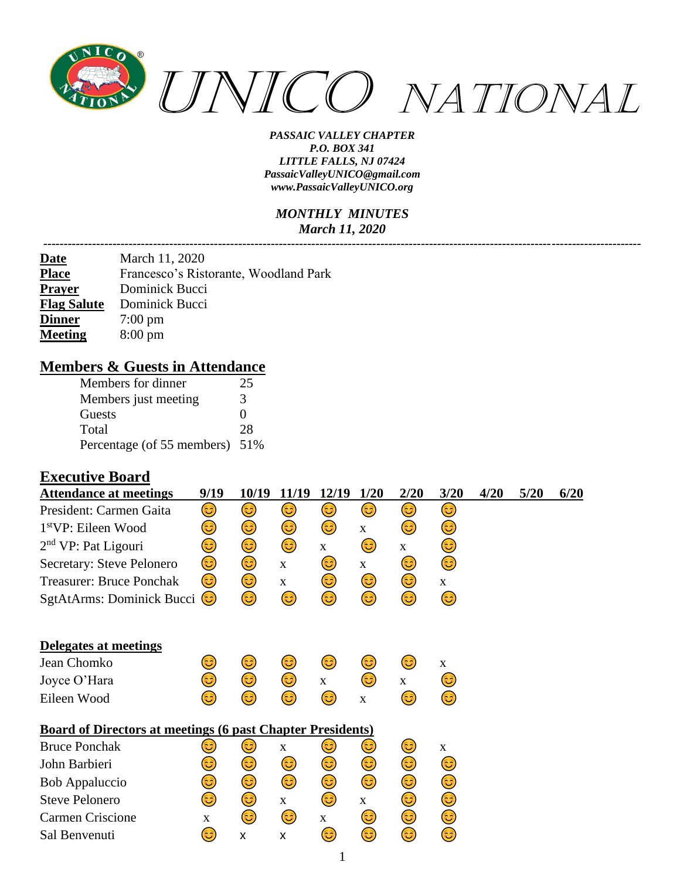# UNICO NATIONAL

***PASSAIC VALLEY CHAPTER***
***P.O. BOX 341***
***LITTLE FALLS, NJ 07424***
***PassaicValleyUNICO@gmail.com***
***www.PassaicValleyUNICO.org***

***MONTHLY MINUTES***
***March 11, 2020***

---

| | |
|---|---|
| **Date** | March 11, 2020 |
| **Place** | Francesco's Ristorante, Woodland Park |
| **Prayer** | Dominick Bucci |
| **Flag Salute** | Dominick Bucci |
| **Dinner** | 7:00 pm |
| **Meeting** | 8:00 pm |

## Members & Guests in Attendance

| | |
|---|---|
| Members for dinner | 25 |
| Members just meeting | 3 |
| Guests | 0 |
| Total | 28 |
| Percentage (of 55 members) | 51% |

## Executive Board

| Attendance at meetings | 9/19 | 10/19 | 11/19 | 12/19 | 1/20 | 2/20 | 3/20 | 4/20 | 5/20 | 6/20 |
|---|---|---|---|---|---|---|---|---|---|---|
| President: Carmen Gaita | 😊 | 😊 | 😊 | 😊 | 😊 | 😊 | 😊 | | | |
| 1st VP: Eileen Wood | 😊 | 😊 | 😊 | 😊 | x | 😊 | 😊 | | | |
| 2nd VP: Pat Ligouri | 😊 | 😊 | 😊 | x | 😊 | x | 😊 | | | |
| Secretary: Steve Pelonero | 😊 | 😊 | x | 😊 | x | 😊 | 😊 | | | |
| Treasurer: Bruce Ponchak | 😊 | 😊 | x | 😊 | 😊 | 😊 | x | | | |
| SgtAtArms: Dominick Bucci | 😊 | 😊 | 😊 | 😊 | 😊 | 😊 | 😊 | | | |

| Delegates at meetings | 9/19 | 10/19 | 11/19 | 12/19 | 1/20 | 2/20 | 3/20 | 4/20 | 5/20 | 6/20 |
|---|---|---|---|---|---|---|---|---|---|---|
| Jean Chomko | 😊 | 😊 | 😊 | 😊 | 😊 | 😊 | x | | | |
| Joyce O'Hara | 😊 | 😊 | 😊 | x | 😊 | x | 😊 | | | |
| Eileen Wood | 😊 | 😊 | 😊 | 😊 | x | 😊 | 😊 | | | |

| Board of Directors at meetings (6 past Chapter Presidents) | 9/19 | 10/19 | 11/19 | 12/19 | 1/20 | 2/20 | 3/20 | 4/20 | 5/20 | 6/20 |
|---|---|---|---|---|---|---|---|---|---|---|
| Bruce Ponchak | 😊 | 😊 | x | 😊 | 😊 | 😊 | x | | | |
| John Barbieri | 😊 | 😊 | 😊 | 😊 | 😊 | 😊 | 😊 | | | |
| Bob Appaluccio | 😊 | 😊 | 😊 | 😊 | 😊 | 😊 | 😊 | | | |
| Steve Pelonero | 😊 | 😊 | x | 😊 | x | 😊 | 😊 | | | |
| Carmen Criscione | x | 😊 | 😊 | x | 😊 | 😊 | 😊 | | | |
| Sal Benvenuti | 😊 | x | x | 😊 | 😊 | 😊 | 😊 | | | |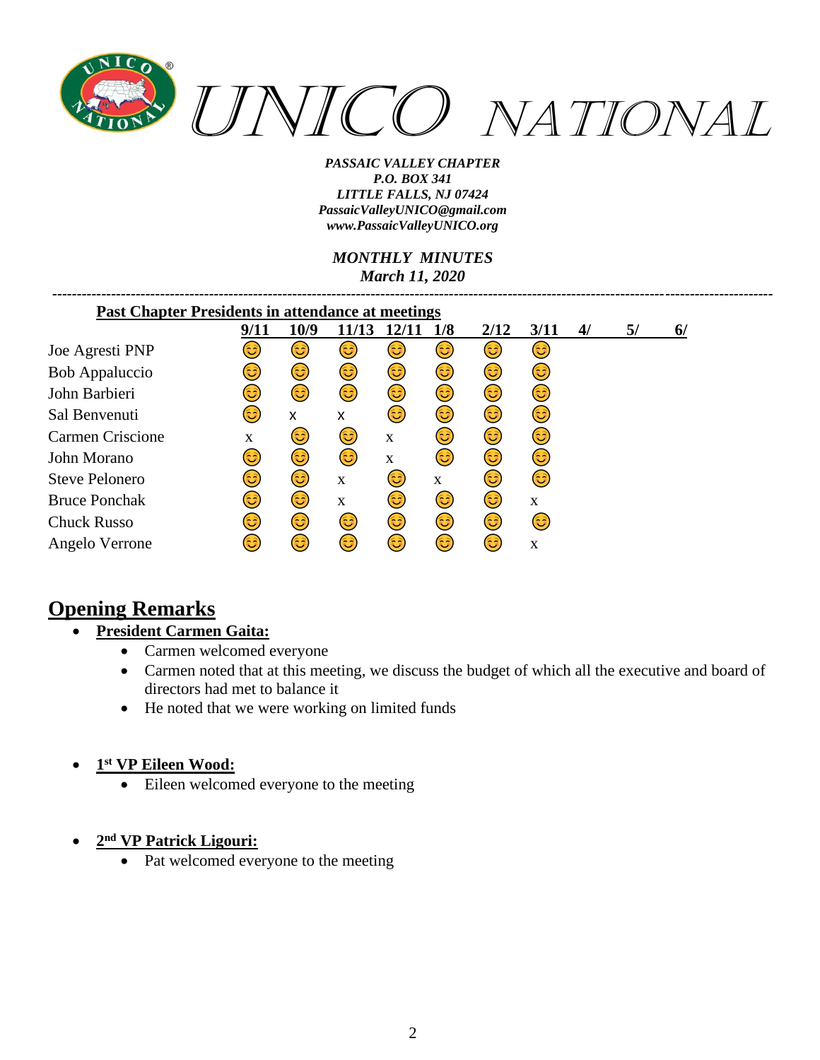# UNICO NATIONAL

*PASSAIC VALLEY CHAPTER*
*P.O. BOX 341*
*LITTLE FALLS, NJ 07424*
*PassaicValleyUNICO@gmail.com*
*www.PassaicValleyUNICO.org*

*MONTHLY MINUTES*
*March 11, 2020*

---

**Past Chapter Presidents in attendance at meetings**

| | 9/11 | 10/9 | 11/13 | 12/11 | 1/8 | 2/12 | 3/11 | 4/ | 5/ | 6/ |
|---|---|---|---|---|---|---|---|---|---|---|
| Joe Agresti PNP | 😊 | 😊 | 😊 | 😊 | 😊 | 😊 | 😊 | | | |
| Bob Appaluccio | 😊 | 😊 | 😊 | 😊 | 😊 | 😊 | 😊 | | | |
| John Barbieri | 😊 | 😊 | 😊 | 😊 | 😊 | 😊 | 😊 | | | |
| Sal Benvenuti | 😊 | x | x | 😊 | 😊 | 😊 | 😊 | | | |
| Carmen Criscione | x | 😊 | 😊 | x | 😊 | 😊 | 😊 | | | |
| John Morano | 😊 | 😊 | 😊 | x | 😊 | 😊 | 😊 | | | |
| Steve Pelonero | 😊 | 😊 | x | 😊 | x | 😊 | 😊 | | | |
| Bruce Ponchak | 😊 | 😊 | x | 😊 | 😊 | 😊 | x | | | |
| Chuck Russo | 😊 | 😊 | 😊 | 😊 | 😊 | 😊 | 😊 | | | |
| Angelo Verrone | 😊 | 😊 | 😊 | 😊 | 😊 | 😊 | x | | | |

## Opening Remarks

- **President Carmen Gaita:**
  - Carmen welcomed everyone
  - Carmen noted that at this meeting, we discuss the budget of which all the executive and board of directors had met to balance it
  - He noted that we were working on limited funds

- **1st VP Eileen Wood:**
  - Eileen welcomed everyone to the meeting

- **2nd VP Patrick Ligouri:**
  - Pat welcomed everyone to the meeting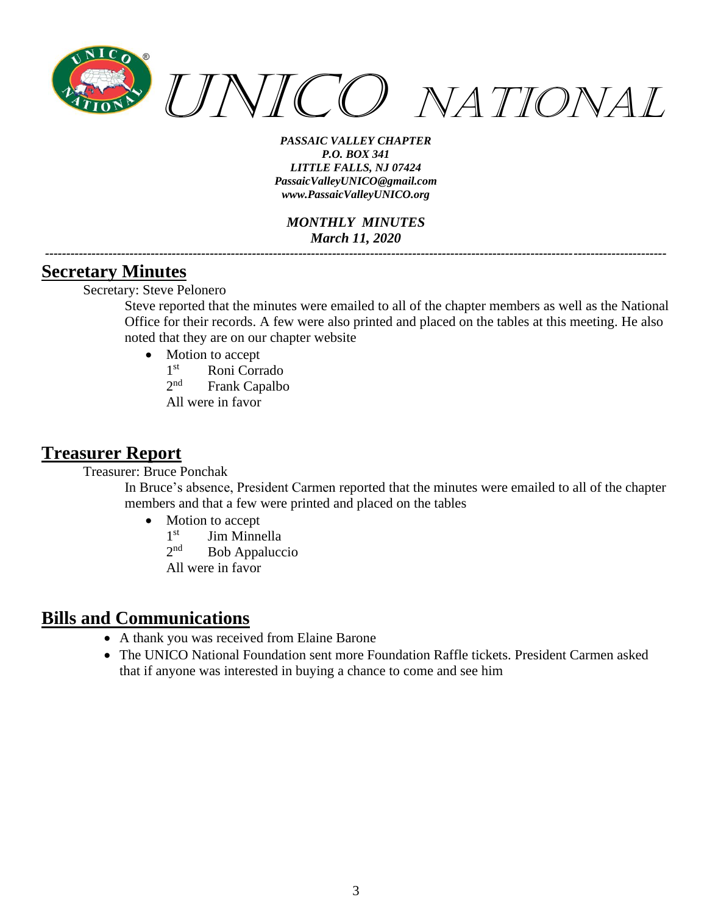# UNICO NATIONAL

***PASSAIC VALLEY CHAPTER***
***P.O. BOX 341***
***LITTLE FALLS, NJ 07424***
***PassaicValleyUNICO@gmail.com***
***www.PassaicValleyUNICO.org***

***MONTHLY MINUTES***
***March 11, 2020***

---

## Secretary Minutes

Secretary: Steve Pelonero

Steve reported that the minutes were emailed to all of the chapter members as well as the National Office for their records. A few were also printed and placed on the tables at this meeting. He also noted that they are on our chapter website

- Motion to accept
  1st Roni Corrado
  2nd Frank Capalbo
  All were in favor

## Treasurer Report

Treasurer: Bruce Ponchak

In Bruce's absence, President Carmen reported that the minutes were emailed to all of the chapter members and that a few were printed and placed on the tables

- Motion to accept
  1st Jim Minnella
  2nd Bob Appaluccio
  All were in favor

## Bills and Communications

- A thank you was received from Elaine Barone
- The UNICO National Foundation sent more Foundation Raffle tickets. President Carmen asked that if anyone was interested in buying a chance to come and see him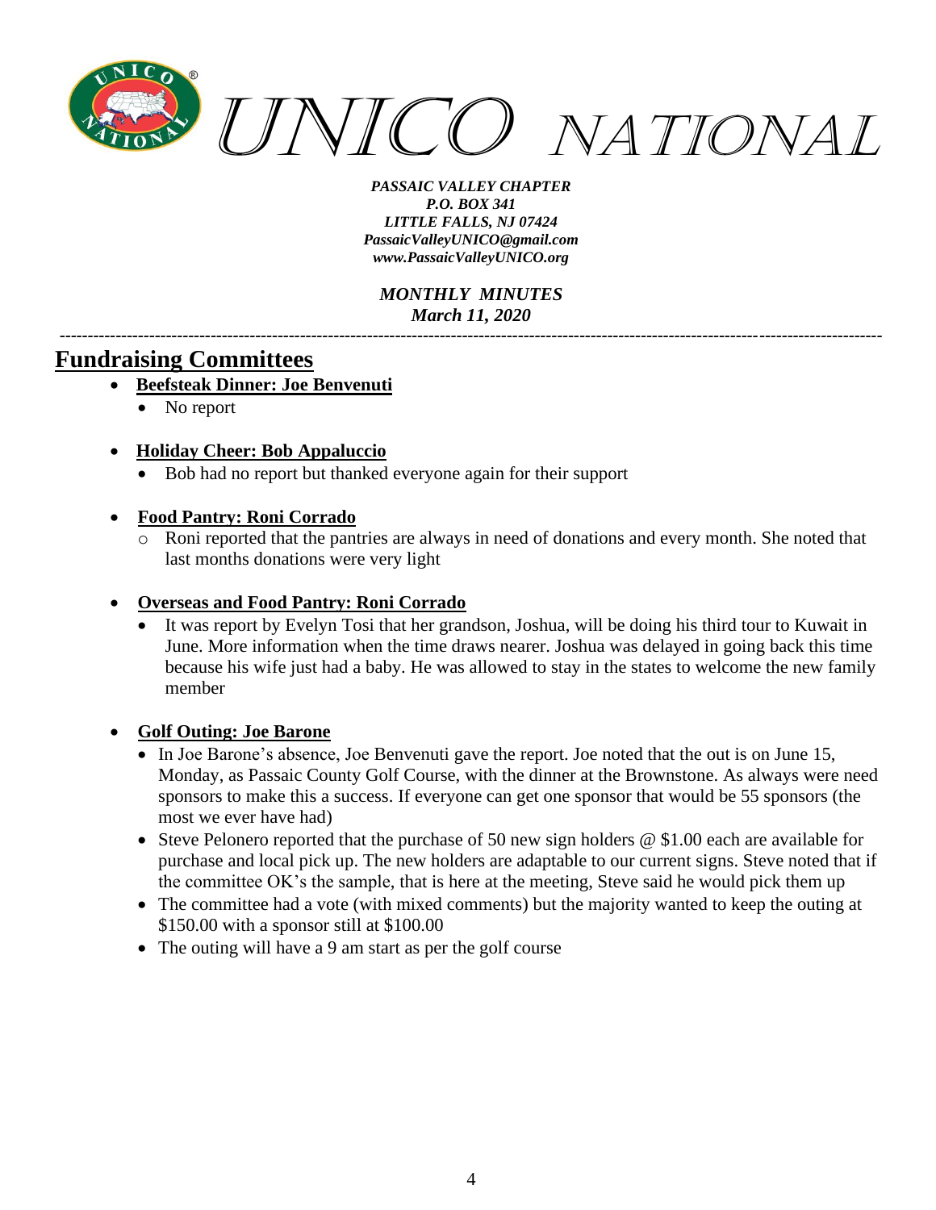# UNICO NATIONAL

*PASSAIC VALLEY CHAPTER*
*P.O. BOX 341*
*LITTLE FALLS, NJ 07424*
*PassaicValleyUNICO@gmail.com*
*www.PassaicValleyUNICO.org*

*MONTHLY MINUTES*
*March 11, 2020*

---

## Fundraising Committees

- **Beefsteak Dinner: Joe Benvenuti**
  - No report

- **Holiday Cheer: Bob Appaluccio**
  - Bob had no report but thanked everyone again for their support

- **Food Pantry: Roni Corrado**
  - Roni reported that the pantries are always in need of donations and every month. She noted that last months donations were very light

- **Overseas and Food Pantry: Roni Corrado**
  - It was report by Evelyn Tosi that her grandson, Joshua, will be doing his third tour to Kuwait in June. More information when the time draws nearer. Joshua was delayed in going back this time because his wife just had a baby. He was allowed to stay in the states to welcome the new family member

- **Golf Outing: Joe Barone**
  - In Joe Barone's absence, Joe Benvenuti gave the report. Joe noted that the out is on June 15, Monday, as Passaic County Golf Course, with the dinner at the Brownstone. As always were need sponsors to make this a success. If everyone can get one sponsor that would be 55 sponsors (the most we ever have had)
  - Steve Pelonero reported that the purchase of 50 new sign holders @ $1.00 each are available for purchase and local pick up. The new holders are adaptable to our current signs. Steve noted that if the committee OK's the sample, that is here at the meeting, Steve said he would pick them up
  - The committee had a vote (with mixed comments) but the majority wanted to keep the outing at $150.00 with a sponsor still at $100.00
  - The outing will have a 9 am start as per the golf course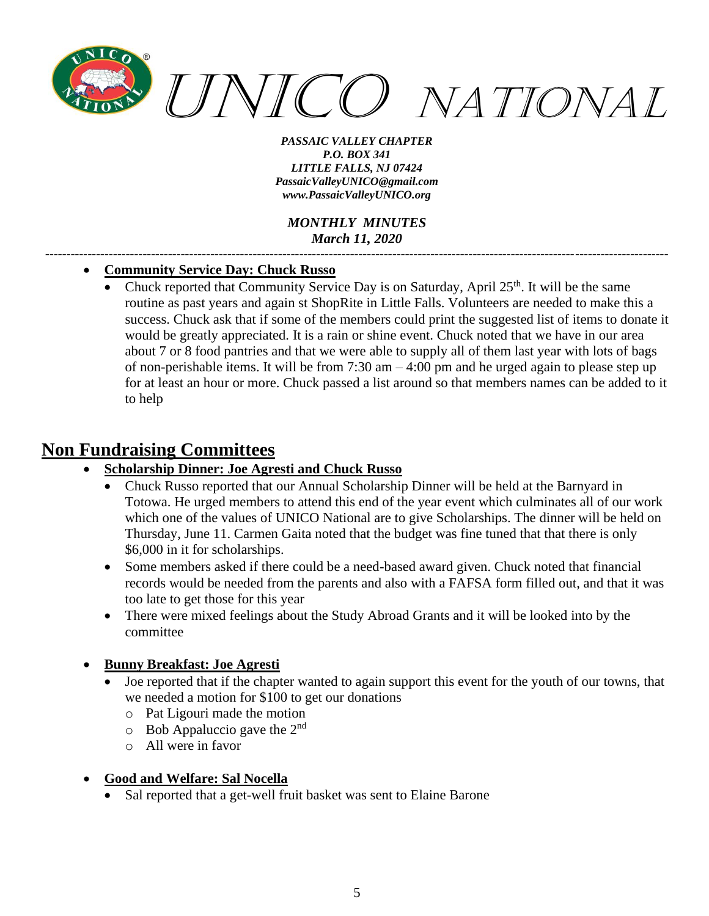- **Community Service Day: Chuck Russo**
  - Chuck reported that Community Service Day is on Saturday, April 25th. It will be the same routine as past years and again st ShopRite in Little Falls. Volunteers are needed to make this a success. Chuck ask that if some of the members could print the suggested list of items to donate it would be greatly appreciated. It is a rain or shine event. Chuck noted that we have in our area about 7 or 8 food pantries and that we were able to supply all of them last year with lots of bags of non-perishable items. It will be from 7:30 am – 4:00 pm and he urged again to please step up for at least an hour or more. Chuck passed a list around so that members names can be added to it to help

## Non Fundraising Committees

- **Scholarship Dinner: Joe Agresti and Chuck Russo**
  - Chuck Russo reported that our Annual Scholarship Dinner will be held at the Barnyard in Totowa. He urged members to attend this end of the year event which culminates all of our work which one of the values of UNICO National are to give Scholarships. The dinner will be held on Thursday, June 11. Carmen Gaita noted that the budget was fine tuned that that there is only $6,000 in it for scholarships.
  - Some members asked if there could be a need-based award given. Chuck noted that financial records would be needed from the parents and also with a FAFSA form filled out, and that it was too late to get those for this year
  - There were mixed feelings about the Study Abroad Grants and it will be looked into by the committee

- **Bunny Breakfast: Joe Agresti**
  - Joe reported that if the chapter wanted to again support this event for the youth of our towns, that we needed a motion for $100 to get our donations
    - Pat Ligouri made the motion
    - Bob Appaluccio gave the 2nd
    - All were in favor

- **Good and Welfare: Sal Nocella**
  - Sal reported that a get-well fruit basket was sent to Elaine Barone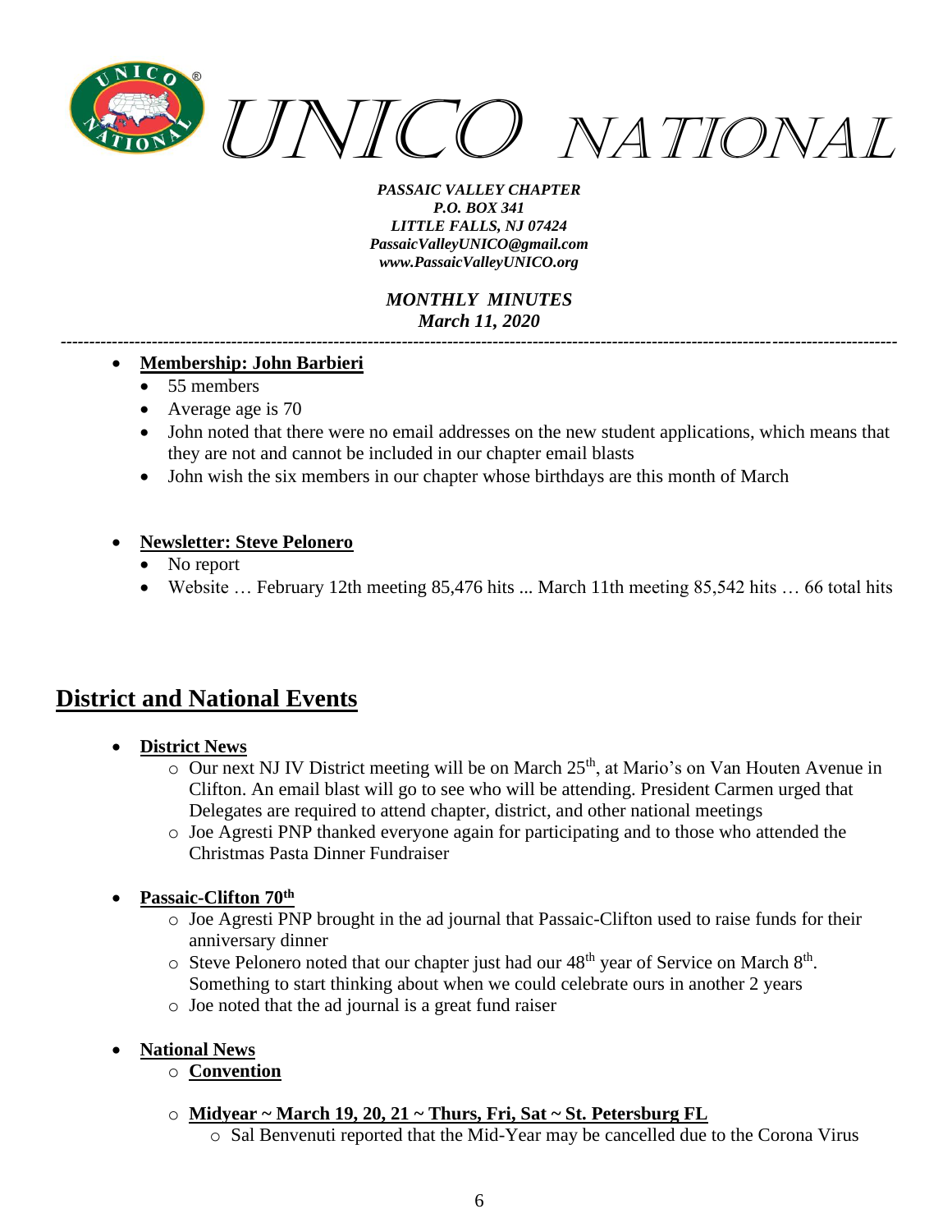- **Membership: John Barbieri**
  - 55 members
  - Average age is 70
  - John noted that there were no email addresses on the new student applications, which means that they are not and cannot be included in our chapter email blasts
  - John wish the six members in our chapter whose birthdays are this month of March

- **Newsletter: Steve Pelonero**
  - No report
  - Website … February 12th meeting 85,476 hits ... March 11th meeting 85,542 hits … 66 total hits

## District and National Events

- **District News**
  - Our next NJ IV District meeting will be on March 25th, at Mario's on Van Houten Avenue in Clifton. An email blast will go to see who will be attending. President Carmen urged that Delegates are required to attend chapter, district, and other national meetings
  - Joe Agresti PNP thanked everyone again for participating and to those who attended the Christmas Pasta Dinner Fundraiser

- **Passaic-Clifton 70th**
  - Joe Agresti PNP brought in the ad journal that Passaic-Clifton used to raise funds for their anniversary dinner
  - Steve Pelonero noted that our chapter just had our 48th year of Service on March 8th. Something to start thinking about when we could celebrate ours in another 2 years
  - Joe noted that the ad journal is a great fund raiser

- **National News**
  - **Convention**
  - **Midyear ~ March 19, 20, 21 ~ Thurs, Fri, Sat ~ St. Petersburg FL**
    - Sal Benvenuti reported that the Mid-Year may be cancelled due to the Corona Virus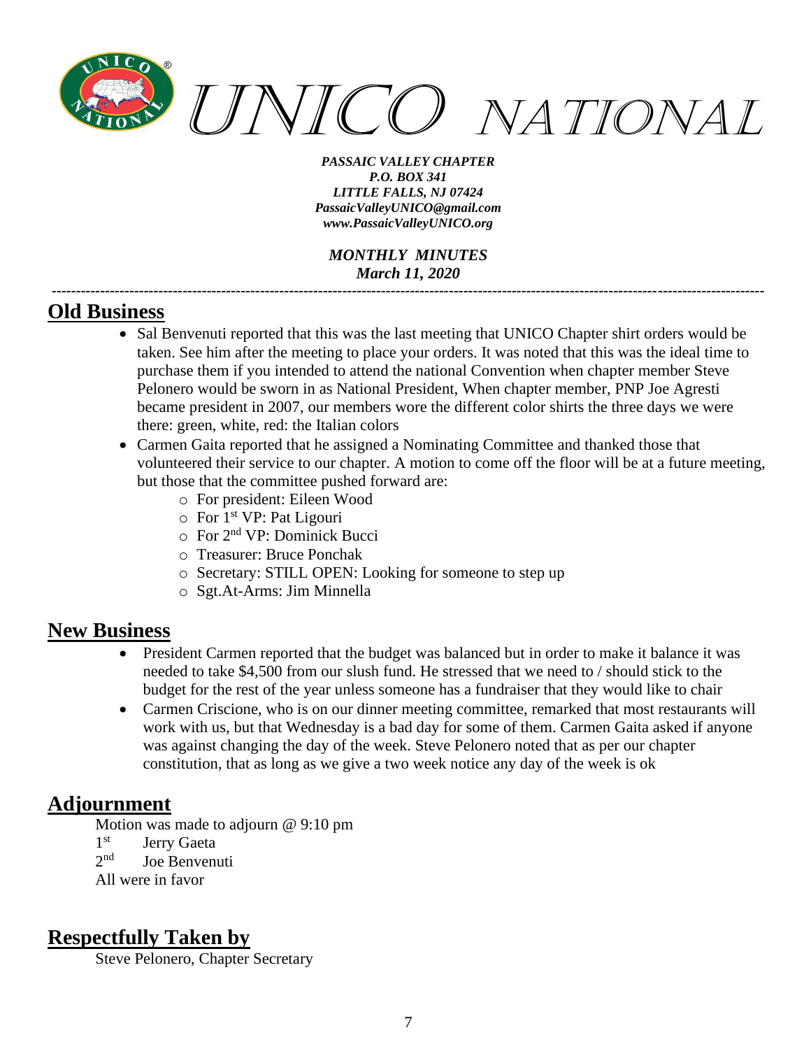*PASSAIC VALLEY CHAPTER*
*P.O. BOX 341*
*LITTLE FALLS, NJ 07424*
*PassaicValleyUNICO@gmail.com*
*www.PassaicValleyUNICO.org*

*MONTHLY MINUTES*
*March 11, 2020*

---

## Old Business

- Sal Benvenuti reported that this was the last meeting that UNICO Chapter shirt orders would be taken. See him after the meeting to place your orders. It was noted that this was the ideal time to purchase them if you intended to attend the national Convention when chapter member Steve Pelonero would be sworn in as National President, When chapter member, PNP Joe Agresti became president in 2007, our members wore the different color shirts the three days we were there: green, white, red: the Italian colors
- Carmen Gaita reported that he assigned a Nominating Committee and thanked those that volunteered their service to our chapter. A motion to come off the floor will be at a future meeting, but those that the committee pushed forward are:
    - For president: Eileen Wood
    - For 1st VP: Pat Ligouri
    - For 2nd VP: Dominick Bucci
    - Treasurer: Bruce Ponchak
    - Secretary: STILL OPEN: Looking for someone to step up
    - Sgt.At-Arms: Jim Minnella

## New Business

- President Carmen reported that the budget was balanced but in order to make it balance it was needed to take $4,500 from our slush fund. He stressed that we need to / should stick to the budget for the rest of the year unless someone has a fundraiser that they would like to chair
- Carmen Criscione, who is on our dinner meeting committee, remarked that most restaurants will work with us, but that Wednesday is a bad day for some of them. Carmen Gaita asked if anyone was against changing the day of the week. Steve Pelonero noted that as per our chapter constitution, that as long as we give a two week notice any day of the week is ok

## Adjournment

Motion was made to adjourn @ 9:10 pm
1st Jerry Gaeta
2nd Joe Benvenuti
All were in favor

## Respectfully Taken by

Steve Pelonero, Chapter Secretary